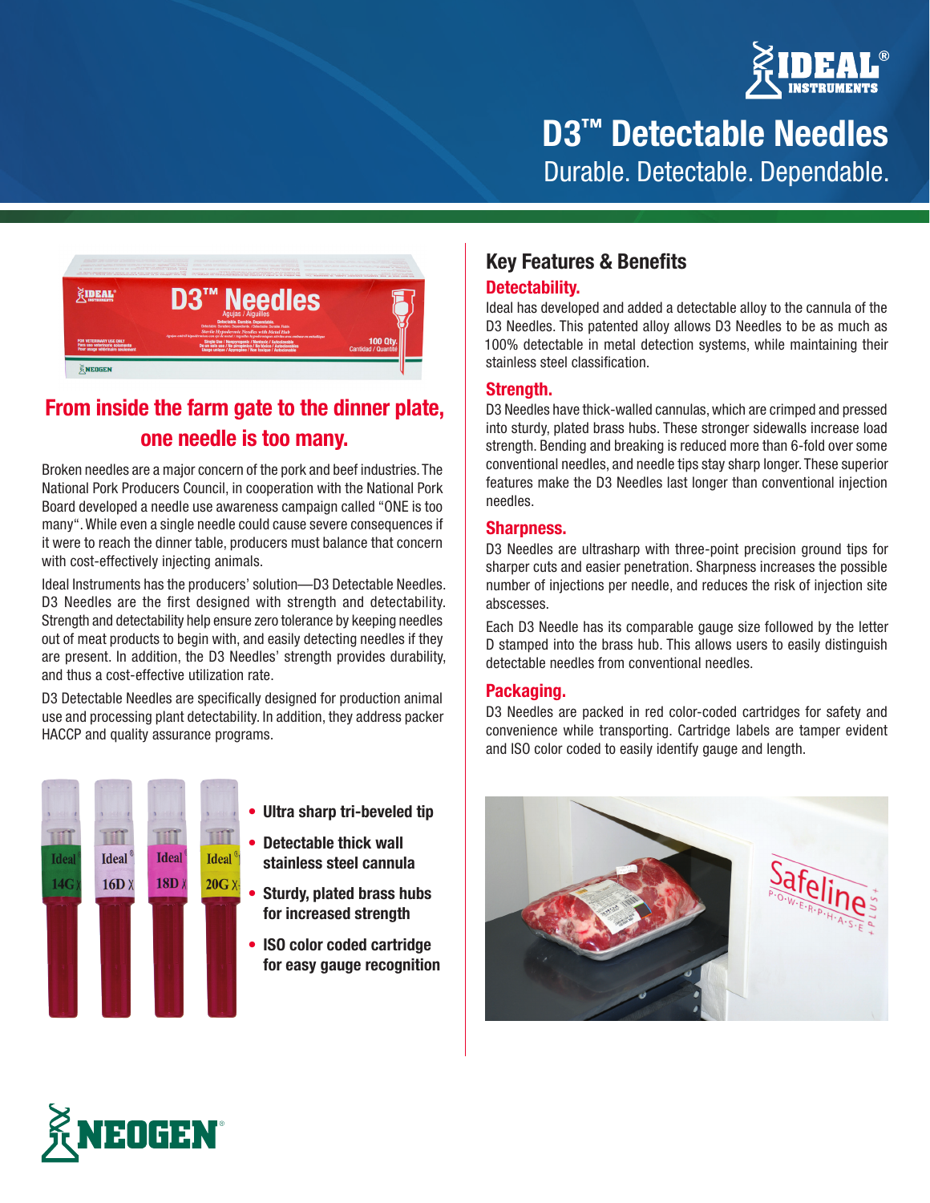# D3™ Detectable Needles

Durable. Detectable. Dependable.

## From inside the farm gate to the dinner plate, one needle is too many.

Broken needles are a major concern of the pork and beef industries. The National Pork Producers Council, in cooperation with the National Pork Board developed a needle use awareness campaign called "ONE is too many". While even a single needle could cause severe consequences if it were to reach the dinner table, producers must balance that concern with cost-effectively injecting animals.

Ideal Instruments has the producers' solution—D3 Detectable Needles. D3 Needles are the first designed with strength and detectability. Strength and detectability help ensure zero tolerance by keeping needles out of meat products to begin with, and easily detecting needles if they are present. In addition, the D3 Needles' strength provides durability, and thus a cost-effective utilization rate.

D3 Detectable Needles are specifically designed for production animal use and processing plant detectability. In addition, they address packer HACCP and quality assurance programs.

- **Ultra sharp tri-beveled tip**
- **Detectable thick wall stainless steel cannula**
- **Sturdy, plated brass hubs for increased strength**
- **ISO color coded cartridge for easy gauge recognition**

## Key Features & Benefits

### Detectability.

Ideal has developed and added a detectable alloy to the cannula of the D3 Needles. This patented alloy allows D3 Needles to be as much as 100% detectable in metal detection systems, while maintaining their stainless steel classification.

### Strength.

D3 Needles have thick-walled cannulas, which are crimped and pressed into sturdy, plated brass hubs. These stronger sidewalls increase load strength. Bending and breaking is reduced more than 6-fold over some conventional needles, and needle tips stay sharp longer. These superior features make the D3 Needles last longer than conventional injection needles.

### Sharpness.

D3 Needles are ultrasharp with three-point precision ground tips for sharper cuts and easier penetration. Sharpness increases the possible number of injections per needle, and reduces the risk of injection site abscesses.

Each D3 Needle has its comparable gauge size followed by the letter D stamped into the brass hub. This allows users to easily distinguish detectable needles from conventional needles.

### Packaging.

D3 Needles are packed in red color-coded cartridges for safety and convenience while transporting. Cartridge labels are tamper evident and ISO color coded to easily identify gauge and length.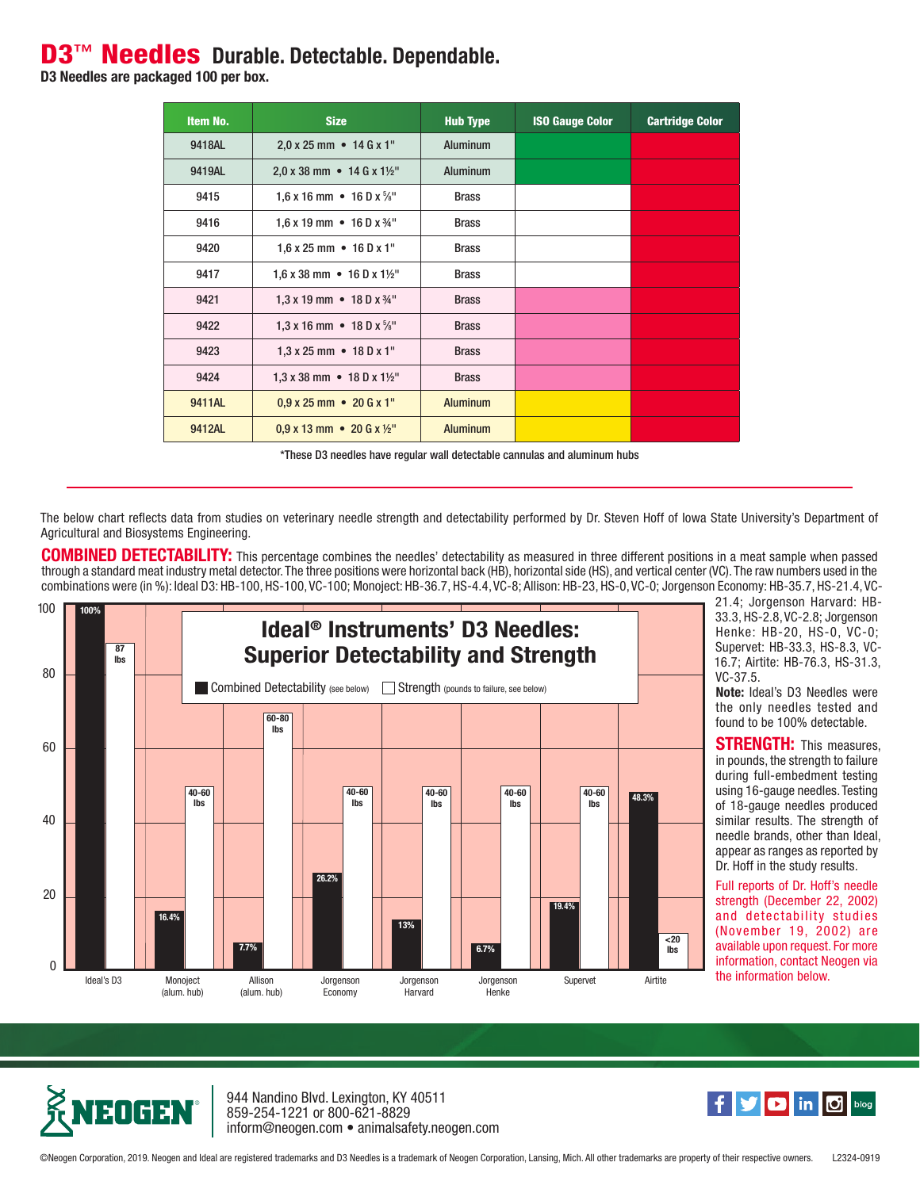# D3™ Needles Durable. Detectable. Dependable.

**D3 Needles are packaged 100 per box.**

| Item No. | Size | Hub Type | ISO Gauge Color | Cartridge Color |
|---|---|---|---|---|
| 9418AL | 2,0 x 25 mm • 14 G x 1" | Aluminum | | |
| 9419AL | 2,0 x 38 mm • 14 G x 1½" | Aluminum | | |
| 9415 | 1,6 x 16 mm • 16 D x ⅝" | Brass | | |
| 9416 | 1,6 x 19 mm • 16 D x ¾" | Brass | | |
| 9420 | 1,6 x 25 mm • 16 D x 1" | Brass | | |
| 9417 | 1,6 x 38 mm • 16 D x 1½" | Brass | | |
| 9421 | 1,3 x 19 mm • 18 D x ¾" | Brass | | |
| 9422 | 1,3 x 16 mm • 18 D x ⅝" | Brass | | |
| 9423 | 1,3 x 25 mm • 18 D x 1" | Brass | | |
| 9424 | 1,3 x 38 mm • 18 D x 1½" | Brass | | |
| 9411AL | 0,9 x 25 mm • 20 G x 1" | Aluminum | | |
| 9412AL | 0,9 x 13 mm • 20 G x ½" | Aluminum | | |

*These D3 needles have regular wall detectable cannulas and aluminum hubs

The below chart reflects data from studies on veterinary needle strength and detectability performed by Dr. Steven Hoff of Iowa State University's Department of Agricultural and Biosystems Engineering.

**COMBINED DETECTABILITY:** This percentage combines the needles' detectability as measured in three different positions in a meat sample when passed through a standard meat industry metal detector. The three positions were horizontal back (HB), horizontal side (HS), and vertical center (VC). The raw numbers used in the combinations were (in %): Ideal D3: HB-100, HS-100, VC-100; Monoject: HB-36.7, HS-4.4, VC-8; Allison: HB-23, HS-0, VC-0; Jorgenson Economy: HB-35.7, HS-21.4, VC-21.4; Jorgenson Harvard: HB-33.3, HS-2.8, VC-2.8; Jorgenson Henke: HB-20, HS-0, VC-0; Supervet: HB-33.3, HS-8.3, VC-16.7; Airtite: HB-76.3, HS-31.3, VC-37.5.

**Note:** Ideal's D3 Needles were the only needles tested and found to be 100% detectable.

**STRENGTH:** This measures, in pounds, the strength to failure during full-embedment testing using 16-gauge needles. Testing of 18-gauge needles produced similar results. The strength of needle brands, other than Ideal, appear as ranges as reported by Dr. Hoff in the study results.

Full reports of Dr. Hoff's needle strength (December 22, 2002) and detectability studies (November 19, 2002) are available upon request. For more information, contact Neogen via the information below.

Ideal® Instruments' D3 Needles: Superior Detectability and Strength

Combined Detectability (see below)
Strength (pounds to failure, see below)

100
80
60
40
20
0

100%
87 lbs
16.4%
40-60 lbs
7.7%
60-80 lbs
26.2%
40-60 lbs
13%
40-60 lbs
6.7%
40-60 lbs
19.4%
40-60 lbs
48.3%
<20 lbs

Ideal's D3
Monoject (alum. hub)
Allison (alum. hub)
Jorgenson Economy
Jorgenson Harvard
Jorgenson Henke
Supervet
Airtite

NEOGEN®

944 Nandino Blvd. Lexington, KY 40511
859-254-1221 or 800-621-8829
inform@neogen.com • animalsafety.neogen.com

©Neogen Corporation, 2019. Neogen and Ideal are registered trademarks and D3 Needles is a trademark of Neogen Corporation, Lansing, Mich. All other trademarks are property of their respective owners. L2324-0919